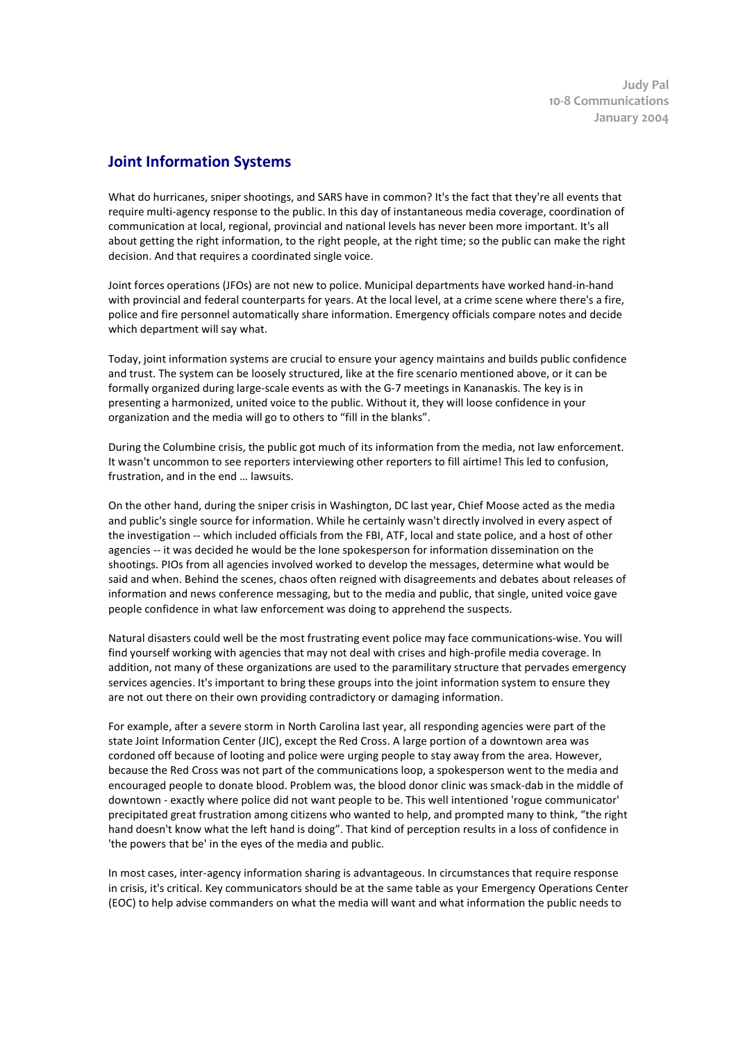Judy Pal
10-8 Communications
January 2004

## Joint Information Systems

What do hurricanes, sniper shootings, and SARS have in common? It's the fact that they're all events that require multi-agency response to the public. In this day of instantaneous media coverage, coordination of communication at local, regional, provincial and national levels has never been more important. It's all about getting the right information, to the right people, at the right time; so the public can make the right decision. And that requires a coordinated single voice.

Joint forces operations (JFOs) are not new to police. Municipal departments have worked hand-in-hand with provincial and federal counterparts for years. At the local level, at a crime scene where there's a fire, police and fire personnel automatically share information. Emergency officials compare notes and decide which department will say what.

Today, joint information systems are crucial to ensure your agency maintains and builds public confidence and trust. The system can be loosely structured, like at the fire scenario mentioned above, or it can be formally organized during large-scale events as with the G-7 meetings in Kananaskis. The key is in presenting a harmonized, united voice to the public. Without it, they will loose confidence in your organization and the media will go to others to "fill in the blanks".

During the Columbine crisis, the public got much of its information from the media, not law enforcement. It wasn't uncommon to see reporters interviewing other reporters to fill airtime! This led to confusion, frustration, and in the end … lawsuits.

On the other hand, during the sniper crisis in Washington, DC last year, Chief Moose acted as the media and public's single source for information. While he certainly wasn't directly involved in every aspect of the investigation -- which included officials from the FBI, ATF, local and state police, and a host of other agencies -- it was decided he would be the lone spokesperson for information dissemination on the shootings. PIOs from all agencies involved worked to develop the messages, determine what would be said and when. Behind the scenes, chaos often reigned with disagreements and debates about releases of information and news conference messaging, but to the media and public, that single, united voice gave people confidence in what law enforcement was doing to apprehend the suspects.

Natural disasters could well be the most frustrating event police may face communications-wise. You will find yourself working with agencies that may not deal with crises and high-profile media coverage. In addition, not many of these organizations are used to the paramilitary structure that pervades emergency services agencies. It's important to bring these groups into the joint information system to ensure they are not out there on their own providing contradictory or damaging information.

For example, after a severe storm in North Carolina last year, all responding agencies were part of the state Joint Information Center (JIC), except the Red Cross. A large portion of a downtown area was cordoned off because of looting and police were urging people to stay away from the area. However, because the Red Cross was not part of the communications loop, a spokesperson went to the media and encouraged people to donate blood. Problem was, the blood donor clinic was smack-dab in the middle of downtown - exactly where police did not want people to be. This well intentioned 'rogue communicator' precipitated great frustration among citizens who wanted to help, and prompted many to think, "the right hand doesn't know what the left hand is doing". That kind of perception results in a loss of confidence in 'the powers that be' in the eyes of the media and public.

In most cases, inter-agency information sharing is advantageous. In circumstances that require response in crisis, it's critical. Key communicators should be at the same table as your Emergency Operations Center (EOC) to help advise commanders on what the media will want and what information the public needs to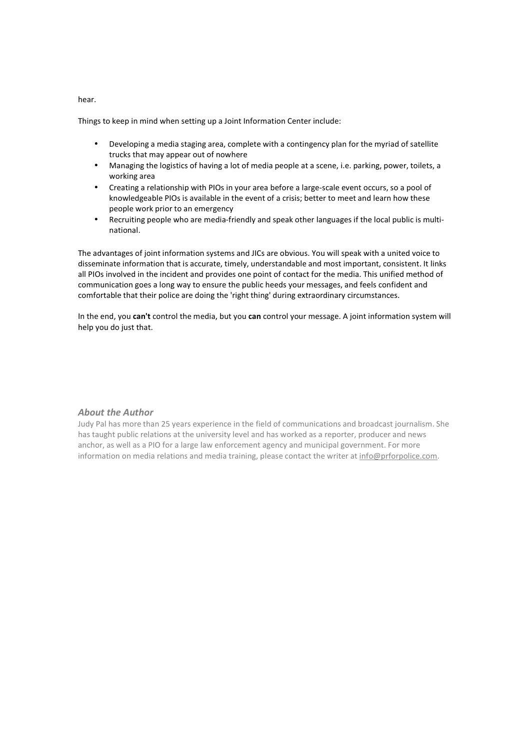hear.

Things to keep in mind when setting up a Joint Information Center include:

- Developing a media staging area, complete with a contingency plan for the myriad of satellite trucks that may appear out of nowhere
- Managing the logistics of having a lot of media people at a scene, i.e. parking, power, toilets, a working area
- Creating a relationship with PIOs in your area before a large-scale event occurs, so a pool of knowledgeable PIOs is available in the event of a crisis; better to meet and learn how these people work prior to an emergency
- Recruiting people who are media-friendly and speak other languages if the local public is multi-national.

The advantages of joint information systems and JICs are obvious. You will speak with a united voice to disseminate information that is accurate, timely, understandable and most important, consistent. It links all PIOs involved in the incident and provides one point of contact for the media. This unified method of communication goes a long way to ensure the public heeds your messages, and feels confident and comfortable that their police are doing the 'right thing' during extraordinary circumstances.

In the end, you **can't** control the media, but you **can** control your message. A joint information system will help you do just that.

### *About the Author*

Judy Pal has more than 25 years experience in the field of communications and broadcast journalism. She has taught public relations at the university level and has worked as a reporter, producer and news anchor, as well as a PIO for a large law enforcement agency and municipal government. For more information on media relations and media training, please contact the writer at info@prforpolice.com.